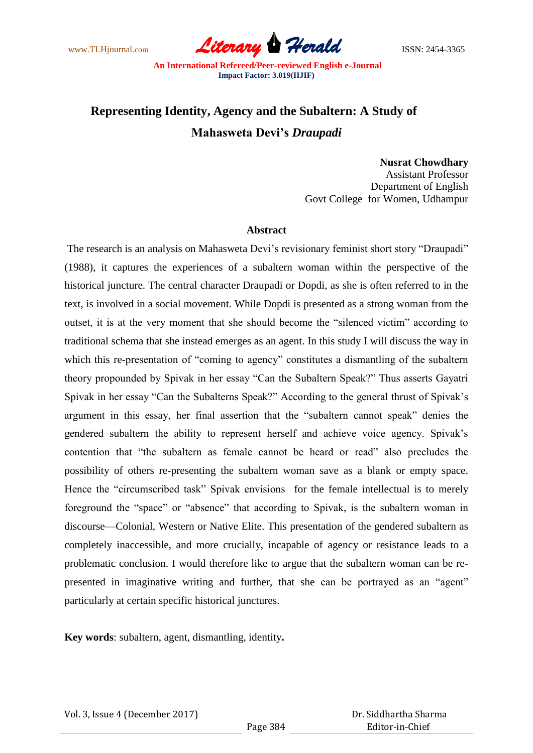# Representing Identity, Agency and the Subaltern: A Study of Mahasweta Devi's *Draupadi*

**Nusrat Chowdhary**
Assistant Professor
Department of English
Govt College for Women, Udhampur

### Abstract

The research is an analysis on Mahasweta Devi's revisionary feminist short story "Draupadi" (1988), it captures the experiences of a subaltern woman within the perspective of the historical juncture. The central character Draupadi or Dopdi, as she is often referred to in the text, is involved in a social movement. While Dopdi is presented as a strong woman from the outset, it is at the very moment that she should become the "silenced victim" according to traditional schema that she instead emerges as an agent. In this study I will discuss the way in which this re-presentation of "coming to agency" constitutes a dismantling of the subaltern theory propounded by Spivak in her essay "Can the Subaltern Speak?" Thus asserts Gayatri Spivak in her essay "Can the Subalterns Speak?" According to the general thrust of Spivak's argument in this essay, her final assertion that the "subaltern cannot speak" denies the gendered subaltern the ability to represent herself and achieve voice agency. Spivak's contention that "the subaltern as female cannot be heard or read" also precludes the possibility of others re-presenting the subaltern woman save as a blank or empty space. Hence the "circumscribed task" Spivak envisions for the female intellectual is to merely foreground the "space" or "absence" that according to Spivak, is the subaltern woman in discourse—Colonial, Western or Native Elite. This presentation of the gendered subaltern as completely inaccessible, and more crucially, incapable of agency or resistance leads to a problematic conclusion. I would therefore like to argue that the subaltern woman can be re-presented in imaginative writing and further, that she can be portrayed as an "agent" particularly at certain specific historical junctures.

**Key words**: subaltern, agent, dismantling, identity**.**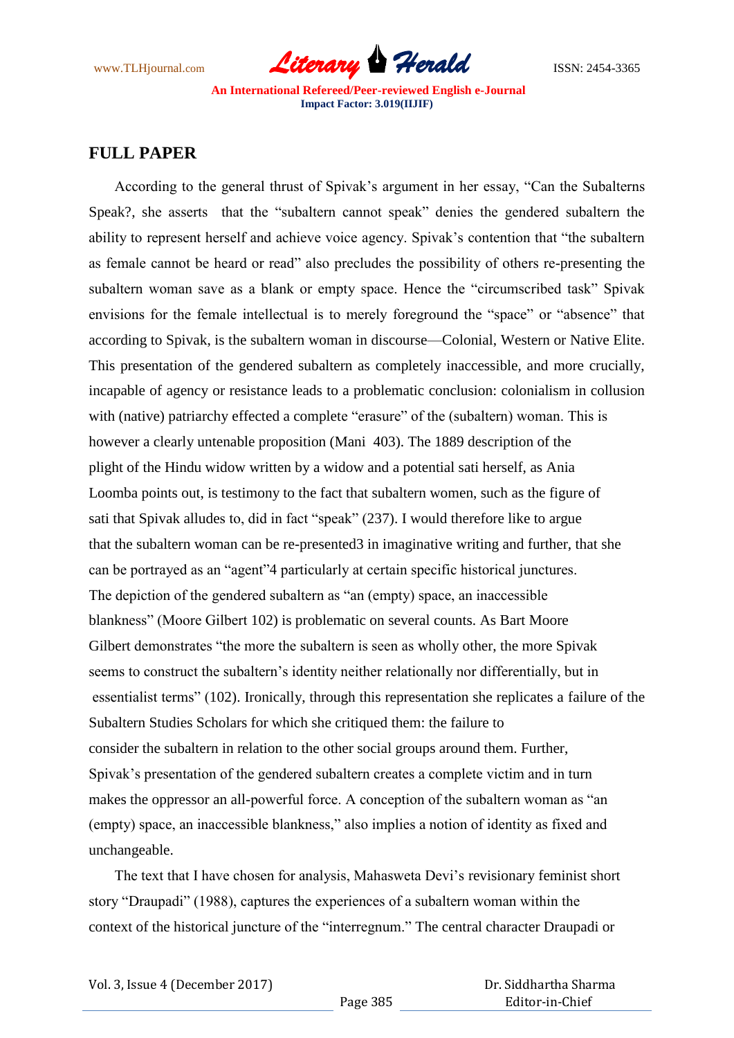## FULL PAPER

According to the general thrust of Spivak's argument in her essay, "Can the Subalterns Speak?, she asserts that the "subaltern cannot speak" denies the gendered subaltern the ability to represent herself and achieve voice agency. Spivak's contention that "the subaltern as female cannot be heard or read" also precludes the possibility of others re-presenting the subaltern woman save as a blank or empty space. Hence the "circumscribed task" Spivak envisions for the female intellectual is to merely foreground the "space" or "absence" that according to Spivak, is the subaltern woman in discourse—Colonial, Western or Native Elite. This presentation of the gendered subaltern as completely inaccessible, and more crucially, incapable of agency or resistance leads to a problematic conclusion: colonialism in collusion with (native) patriarchy effected a complete "erasure" of the (subaltern) woman. This is however a clearly untenable proposition (Mani 403). The 1889 description of the plight of the Hindu widow written by a widow and a potential sati herself, as Ania Loomba points out, is testimony to the fact that subaltern women, such as the figure of sati that Spivak alludes to, did in fact "speak" (237). I would therefore like to argue that the subaltern woman can be re-presented3 in imaginative writing and further, that she can be portrayed as an "agent"4 particularly at certain specific historical junctures. The depiction of the gendered subaltern as "an (empty) space, an inaccessible blankness" (Moore Gilbert 102) is problematic on several counts. As Bart Moore Gilbert demonstrates "the more the subaltern is seen as wholly other, the more Spivak seems to construct the subaltern's identity neither relationally nor differentially, but in essentialist terms" (102). Ironically, through this representation she replicates a failure of the Subaltern Studies Scholars for which she critiqued them: the failure to consider the subaltern in relation to the other social groups around them. Further, Spivak's presentation of the gendered subaltern creates a complete victim and in turn makes the oppressor an all-powerful force. A conception of the subaltern woman as "an (empty) space, an inaccessible blankness," also implies a notion of identity as fixed and unchangeable.

The text that I have chosen for analysis, Mahasweta Devi's revisionary feminist short story "Draupadi" (1988), captures the experiences of a subaltern woman within the context of the historical juncture of the "interregnum." The central character Draupadi or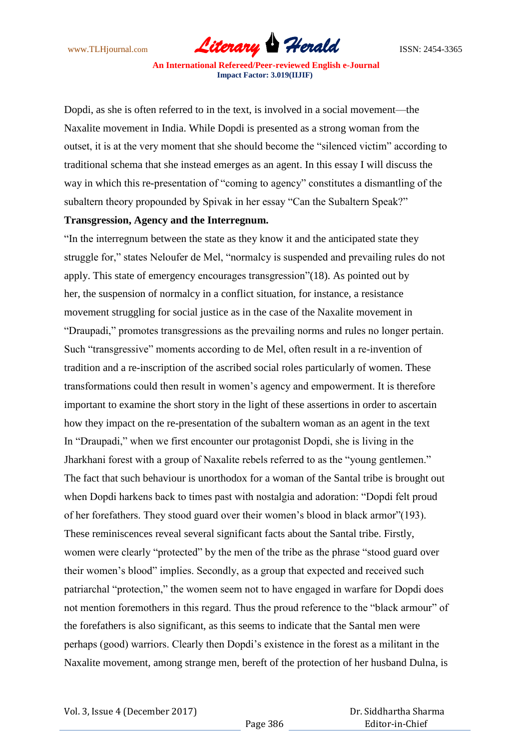Dopdi, as she is often referred to in the text, is involved in a social movement—the Naxalite movement in India. While Dopdi is presented as a strong woman from the outset, it is at the very moment that she should become the "silenced victim" according to traditional schema that she instead emerges as an agent. In this essay I will discuss the way in which this re-presentation of "coming to agency" constitutes a dismantling of the subaltern theory propounded by Spivak in her essay "Can the Subaltern Speak?"

**Transgression, Agency and the Interregnum.**

"In the interregnum between the state as they know it and the anticipated state they struggle for," states Neloufer de Mel, "normalcy is suspended and prevailing rules do not apply. This state of emergency encourages transgression"(18). As pointed out by her, the suspension of normalcy in a conflict situation, for instance, a resistance movement struggling for social justice as in the case of the Naxalite movement in "Draupadi," promotes transgressions as the prevailing norms and rules no longer pertain. Such "transgressive" moments according to de Mel, often result in a re-invention of tradition and a re-inscription of the ascribed social roles particularly of women. These transformations could then result in women's agency and empowerment. It is therefore important to examine the short story in the light of these assertions in order to ascertain how they impact on the re-presentation of the subaltern woman as an agent in the text In "Draupadi," when we first encounter our protagonist Dopdi, she is living in the Jharkhani forest with a group of Naxalite rebels referred to as the "young gentlemen." The fact that such behaviour is unorthodox for a woman of the Santal tribe is brought out when Dopdi harkens back to times past with nostalgia and adoration: "Dopdi felt proud of her forefathers. They stood guard over their women's blood in black armor"(193). These reminiscences reveal several significant facts about the Santal tribe. Firstly, women were clearly "protected" by the men of the tribe as the phrase "stood guard over their women's blood" implies. Secondly, as a group that expected and received such patriarchal "protection," the women seem not to have engaged in warfare for Dopdi does not mention foremothers in this regard. Thus the proud reference to the "black armour" of the forefathers is also significant, as this seems to indicate that the Santal men were perhaps (good) warriors. Clearly then Dopdi's existence in the forest as a militant in the Naxalite movement, among strange men, bereft of the protection of her husband Dulna, is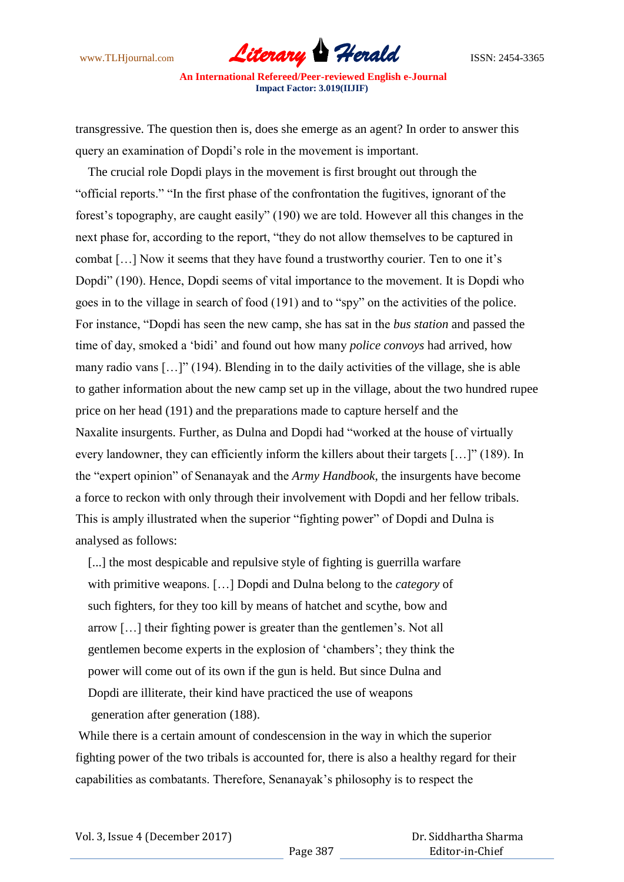transgressive. The question then is, does she emerge as an agent? In order to answer this query an examination of Dopdi's role in the movement is important.

The crucial role Dopdi plays in the movement is first brought out through the "official reports." "In the first phase of the confrontation the fugitives, ignorant of the forest's topography, are caught easily" (190) we are told. However all this changes in the next phase for, according to the report, "they do not allow themselves to be captured in combat […] Now it seems that they have found a trustworthy courier. Ten to one it's Dopdi" (190). Hence, Dopdi seems of vital importance to the movement. It is Dopdi who goes in to the village in search of food (191) and to "spy" on the activities of the police. For instance, "Dopdi has seen the new camp, she has sat in the *bus station* and passed the time of day, smoked a 'bidi' and found out how many *police convoys* had arrived, how many radio vans […]" (194). Blending in to the daily activities of the village, she is able to gather information about the new camp set up in the village, about the two hundred rupee price on her head (191) and the preparations made to capture herself and the Naxalite insurgents. Further, as Dulna and Dopdi had "worked at the house of virtually every landowner, they can efficiently inform the killers about their targets […]" (189). In the "expert opinion" of Senanayak and the *Army Handbook*, the insurgents have become a force to reckon with only through their involvement with Dopdi and her fellow tribals. This is amply illustrated when the superior "fighting power" of Dopdi and Dulna is analysed as follows:

> [...] the most despicable and repulsive style of fighting is guerrilla warfare with primitive weapons. […] Dopdi and Dulna belong to the *category* of such fighters, for they too kill by means of hatchet and scythe, bow and arrow […] their fighting power is greater than the gentlemen's. Not all gentlemen become experts in the explosion of 'chambers'; they think the power will come out of its own if the gun is held. But since Dulna and Dopdi are illiterate, their kind have practiced the use of weapons generation after generation (188).

While there is a certain amount of condescension in the way in which the superior fighting power of the two tribals is accounted for, there is also a healthy regard for their capabilities as combatants. Therefore, Senanayak's philosophy is to respect the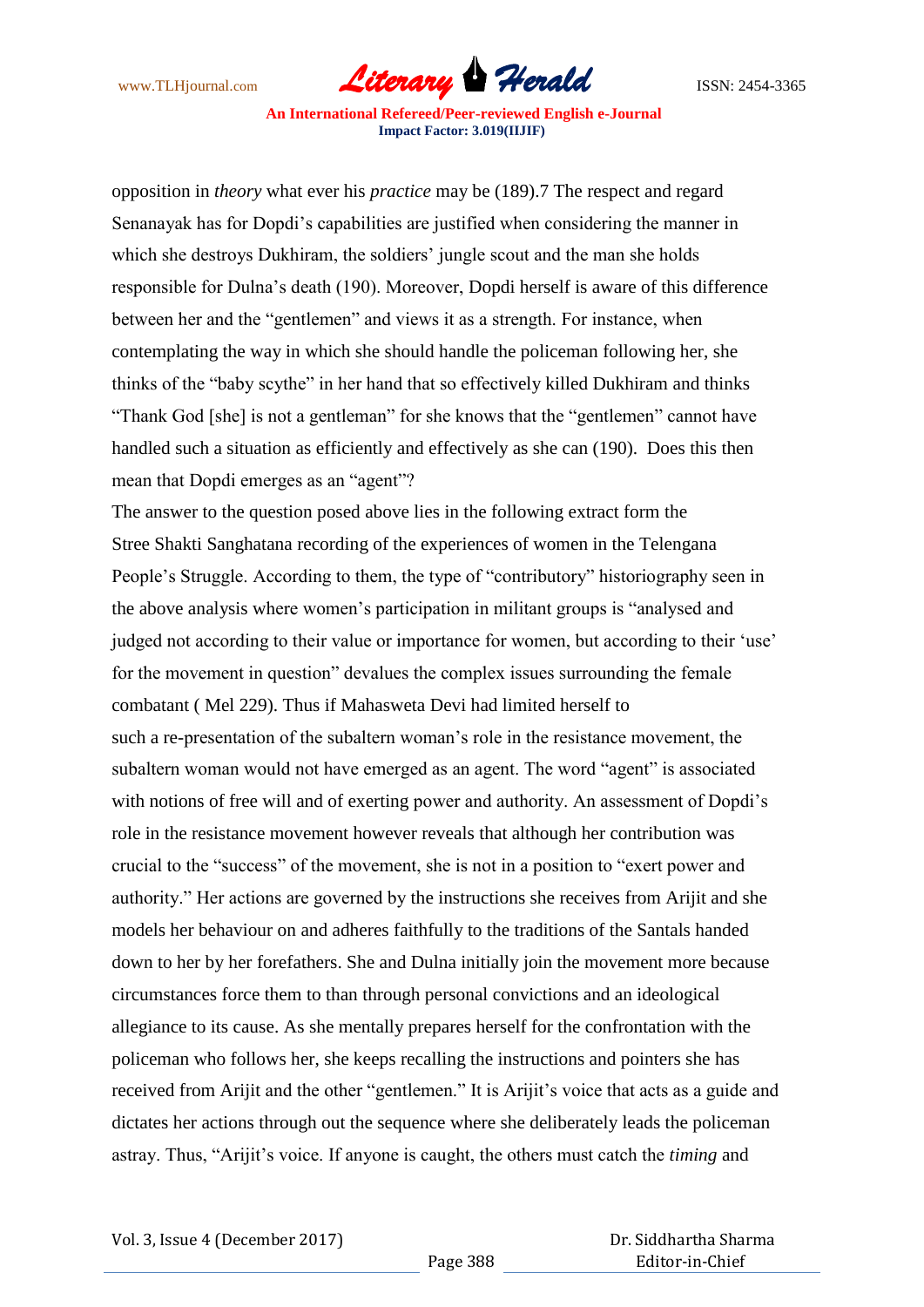opposition in *theory* what ever his *practice* may be (189).7 The respect and regard Senanayak has for Dopdi's capabilities are justified when considering the manner in which she destroys Dukhiram, the soldiers' jungle scout and the man she holds responsible for Dulna's death (190). Moreover, Dopdi herself is aware of this difference between her and the "gentlemen" and views it as a strength. For instance, when contemplating the way in which she should handle the policeman following her, she thinks of the "baby scythe" in her hand that so effectively killed Dukhiram and thinks "Thank God [she] is not a gentleman" for she knows that the "gentlemen" cannot have handled such a situation as efficiently and effectively as she can (190). Does this then mean that Dopdi emerges as an "agent"?

The answer to the question posed above lies in the following extract form the Stree Shakti Sanghatana recording of the experiences of women in the Telengana People's Struggle. According to them, the type of "contributory" historiography seen in the above analysis where women's participation in militant groups is "analysed and judged not according to their value or importance for women, but according to their 'use' for the movement in question" devalues the complex issues surrounding the female combatant ( Mel 229). Thus if Mahasweta Devi had limited herself to such a re-presentation of the subaltern woman's role in the resistance movement, the subaltern woman would not have emerged as an agent. The word "agent" is associated with notions of free will and of exerting power and authority. An assessment of Dopdi's role in the resistance movement however reveals that although her contribution was crucial to the "success" of the movement, she is not in a position to "exert power and authority." Her actions are governed by the instructions she receives from Arijit and she models her behaviour on and adheres faithfully to the traditions of the Santals handed down to her by her forefathers. She and Dulna initially join the movement more because circumstances force them to than through personal convictions and an ideological allegiance to its cause. As she mentally prepares herself for the confrontation with the policeman who follows her, she keeps recalling the instructions and pointers she has received from Arijit and the other "gentlemen." It is Arijit's voice that acts as a guide and dictates her actions through out the sequence where she deliberately leads the policeman astray. Thus, "Arijit's voice. If anyone is caught, the others must catch the *timing* and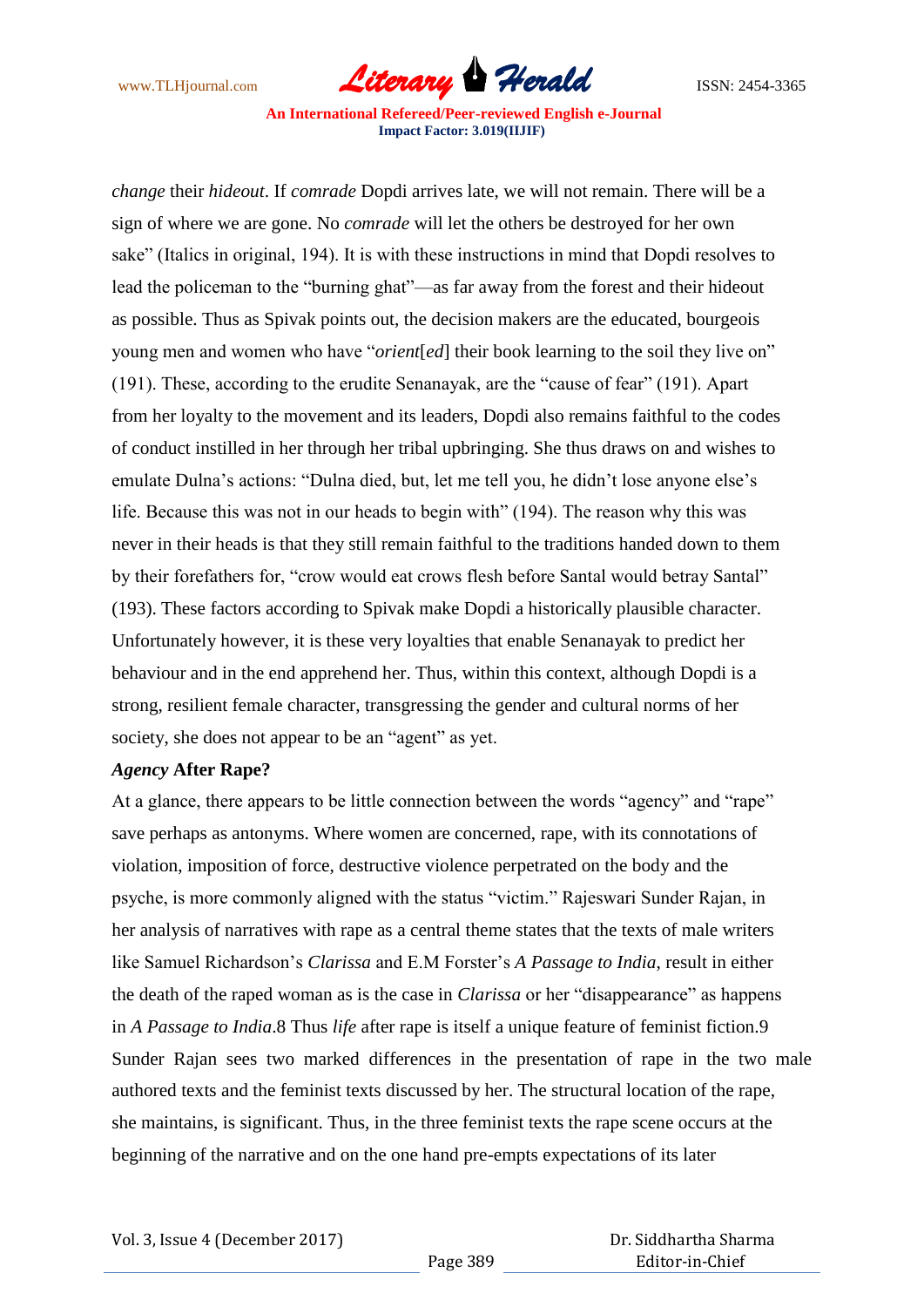*change* their *hideout*. If *comrade* Dopdi arrives late, we will not remain. There will be a sign of where we are gone. No *comrade* will let the others be destroyed for her own sake" (Italics in original, 194). It is with these instructions in mind that Dopdi resolves to lead the policeman to the "burning ghat"—as far away from the forest and their hideout as possible. Thus as Spivak points out, the decision makers are the educated, bourgeois young men and women who have "*orient*[*ed*] their book learning to the soil they live on" (191). These, according to the erudite Senanayak, are the "cause of fear" (191). Apart from her loyalty to the movement and its leaders, Dopdi also remains faithful to the codes of conduct instilled in her through her tribal upbringing. She thus draws on and wishes to emulate Dulna's actions: "Dulna died, but, let me tell you, he didn't lose anyone else's life. Because this was not in our heads to begin with" (194). The reason why this was never in their heads is that they still remain faithful to the traditions handed down to them by their forefathers for, "crow would eat crows flesh before Santal would betray Santal" (193). These factors according to Spivak make Dopdi a historically plausible character. Unfortunately however, it is these very loyalties that enable Senanayak to predict her behaviour and in the end apprehend her. Thus, within this context, although Dopdi is a strong, resilient female character, transgressing the gender and cultural norms of her society, she does not appear to be an "agent" as yet.

### *Agency* After Rape?

At a glance, there appears to be little connection between the words "agency" and "rape" save perhaps as antonyms. Where women are concerned, rape, with its connotations of violation, imposition of force, destructive violence perpetrated on the body and the psyche, is more commonly aligned with the status "victim." Rajeswari Sunder Rajan, in her analysis of narratives with rape as a central theme states that the texts of male writers like Samuel Richardson's *Clarissa* and E.M Forster's *A Passage to India*, result in either the death of the raped woman as is the case in *Clarissa* or her "disappearance" as happens in *A Passage to India*.8 Thus *life* after rape is itself a unique feature of feminist fiction.9 Sunder Rajan sees two marked differences in the presentation of rape in the two male authored texts and the feminist texts discussed by her. The structural location of the rape, she maintains, is significant. Thus, in the three feminist texts the rape scene occurs at the beginning of the narrative and on the one hand pre-empts expectations of its later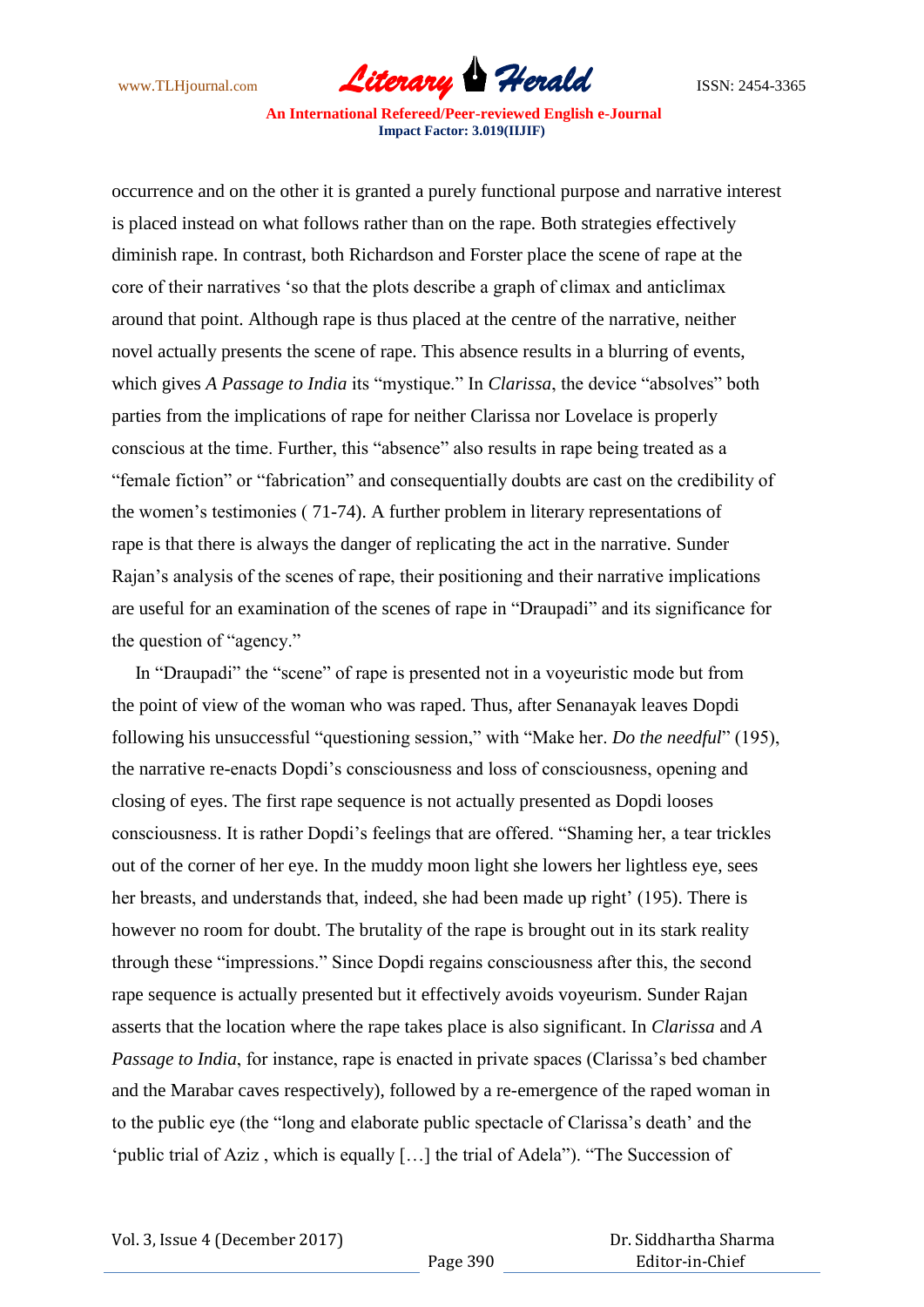occurrence and on the other it is granted a purely functional purpose and narrative interest is placed instead on what follows rather than on the rape. Both strategies effectively diminish rape. In contrast, both Richardson and Forster place the scene of rape at the core of their narratives 'so that the plots describe a graph of climax and anticlimax around that point. Although rape is thus placed at the centre of the narrative, neither novel actually presents the scene of rape. This absence results in a blurring of events, which gives *A Passage to India* its "mystique." In *Clarissa*, the device "absolves" both parties from the implications of rape for neither Clarissa nor Lovelace is properly conscious at the time. Further, this "absence" also results in rape being treated as a "female fiction" or "fabrication" and consequentially doubts are cast on the credibility of the women's testimonies ( 71-74). A further problem in literary representations of rape is that there is always the danger of replicating the act in the narrative. Sunder Rajan's analysis of the scenes of rape, their positioning and their narrative implications are useful for an examination of the scenes of rape in "Draupadi" and its significance for the question of "agency."

In "Draupadi" the "scene" of rape is presented not in a voyeuristic mode but from the point of view of the woman who was raped. Thus, after Senanayak leaves Dopdi following his unsuccessful "questioning session," with "Make her. *Do the needful*" (195), the narrative re-enacts Dopdi's consciousness and loss of consciousness, opening and closing of eyes. The first rape sequence is not actually presented as Dopdi looses consciousness. It is rather Dopdi's feelings that are offered. "Shaming her, a tear trickles out of the corner of her eye. In the muddy moon light she lowers her lightless eye, sees her breasts, and understands that, indeed, she had been made up right' (195). There is however no room for doubt. The brutality of the rape is brought out in its stark reality through these "impressions." Since Dopdi regains consciousness after this, the second rape sequence is actually presented but it effectively avoids voyeurism. Sunder Rajan asserts that the location where the rape takes place is also significant. In *Clarissa* and *A Passage to India*, for instance, rape is enacted in private spaces (Clarissa's bed chamber and the Marabar caves respectively), followed by a re-emergence of the raped woman in to the public eye (the "long and elaborate public spectacle of Clarissa's death' and the 'public trial of Aziz , which is equally […] the trial of Adela"). "The Succession of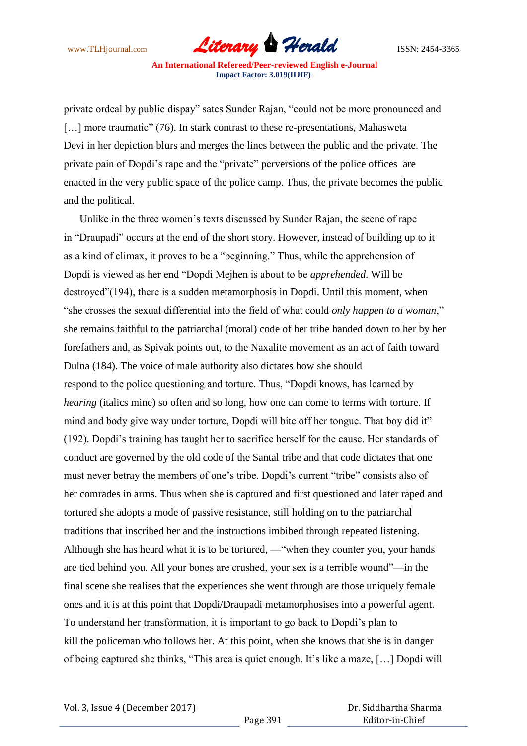private ordeal by public dispay" sates Sunder Rajan, "could not be more pronounced and […] more traumatic" (76). In stark contrast to these re-presentations, Mahasweta Devi in her depiction blurs and merges the lines between the public and the private. The private pain of Dopdi's rape and the "private" perversions of the police offices are enacted in the very public space of the police camp. Thus, the private becomes the public and the political.

Unlike in the three women's texts discussed by Sunder Rajan, the scene of rape in "Draupadi" occurs at the end of the short story. However, instead of building up to it as a kind of climax, it proves to be a "beginning." Thus, while the apprehension of Dopdi is viewed as her end "Dopdi Mejhen is about to be *apprehended*. Will be destroyed"(194), there is a sudden metamorphosis in Dopdi. Until this moment, when "she crosses the sexual differential into the field of what could *only happen to a woman*," she remains faithful to the patriarchal (moral) code of her tribe handed down to her by her forefathers and, as Spivak points out, to the Naxalite movement as an act of faith toward Dulna (184). The voice of male authority also dictates how she should respond to the police questioning and torture. Thus, "Dopdi knows, has learned by *hearing* (italics mine) so often and so long, how one can come to terms with torture. If mind and body give way under torture, Dopdi will bite off her tongue. That boy did it" (192). Dopdi's training has taught her to sacrifice herself for the cause. Her standards of conduct are governed by the old code of the Santal tribe and that code dictates that one must never betray the members of one's tribe. Dopdi's current "tribe" consists also of her comrades in arms. Thus when she is captured and first questioned and later raped and tortured she adopts a mode of passive resistance, still holding on to the patriarchal traditions that inscribed her and the instructions imbibed through repeated listening. Although she has heard what it is to be tortured, —"when they counter you, your hands are tied behind you. All your bones are crushed, your sex is a terrible wound"—in the final scene she realises that the experiences she went through are those uniquely female ones and it is at this point that Dopdi/Draupadi metamorphosises into a powerful agent. To understand her transformation, it is important to go back to Dopdi's plan to kill the policeman who follows her. At this point, when she knows that she is in danger of being captured she thinks, "This area is quiet enough. It's like a maze, […] Dopdi will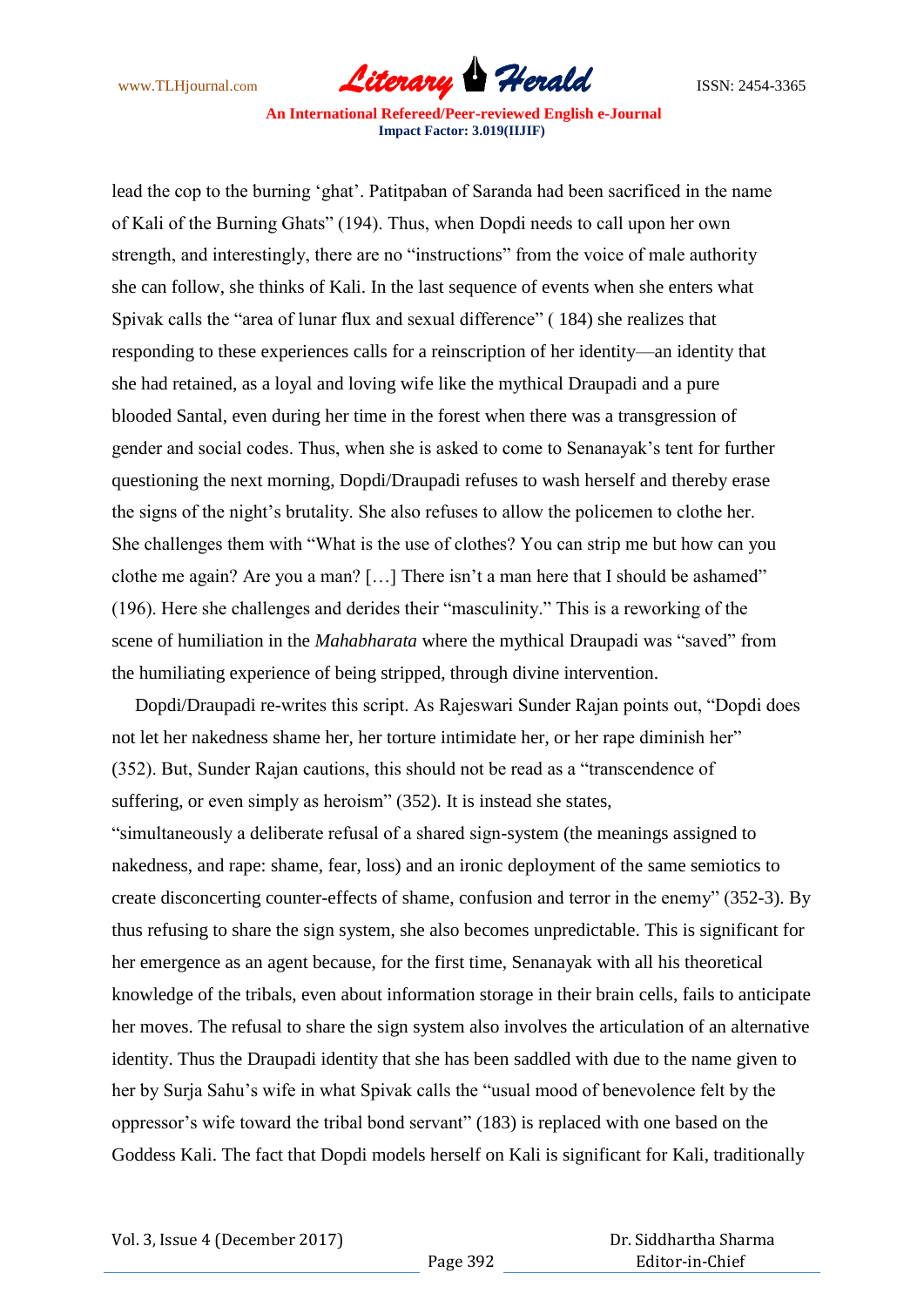lead the cop to the burning 'ghat'. Patitpaban of Saranda had been sacrificed in the name of Kali of the Burning Ghats" (194). Thus, when Dopdi needs to call upon her own strength, and interestingly, there are no "instructions" from the voice of male authority she can follow, she thinks of Kali. In the last sequence of events when she enters what Spivak calls the "area of lunar flux and sexual difference" ( 184) she realizes that responding to these experiences calls for a reinscription of her identity—an identity that she had retained, as a loyal and loving wife like the mythical Draupadi and a pure blooded Santal, even during her time in the forest when there was a transgression of gender and social codes. Thus, when she is asked to come to Senanayak's tent for further questioning the next morning, Dopdi/Draupadi refuses to wash herself and thereby erase the signs of the night's brutality. She also refuses to allow the policemen to clothe her. She challenges them with "What is the use of clothes? You can strip me but how can you clothe me again? Are you a man? […] There isn't a man here that I should be ashamed" (196). Here she challenges and derides their "masculinity." This is a reworking of the scene of humiliation in the *Mahabharata* where the mythical Draupadi was "saved" from the humiliating experience of being stripped, through divine intervention.

Dopdi/Draupadi re-writes this script. As Rajeswari Sunder Rajan points out, "Dopdi does not let her nakedness shame her, her torture intimidate her, or her rape diminish her" (352). But, Sunder Rajan cautions, this should not be read as a "transcendence of suffering, or even simply as heroism" (352). It is instead she states, "simultaneously a deliberate refusal of a shared sign-system (the meanings assigned to nakedness, and rape: shame, fear, loss) and an ironic deployment of the same semiotics to create disconcerting counter-effects of shame, confusion and terror in the enemy" (352-3). By thus refusing to share the sign system, she also becomes unpredictable. This is significant for her emergence as an agent because, for the first time, Senanayak with all his theoretical knowledge of the tribals, even about information storage in their brain cells, fails to anticipate her moves. The refusal to share the sign system also involves the articulation of an alternative identity. Thus the Draupadi identity that she has been saddled with due to the name given to her by Surja Sahu's wife in what Spivak calls the "usual mood of benevolence felt by the oppressor's wife toward the tribal bond servant" (183) is replaced with one based on the Goddess Kali. The fact that Dopdi models herself on Kali is significant for Kali, traditionally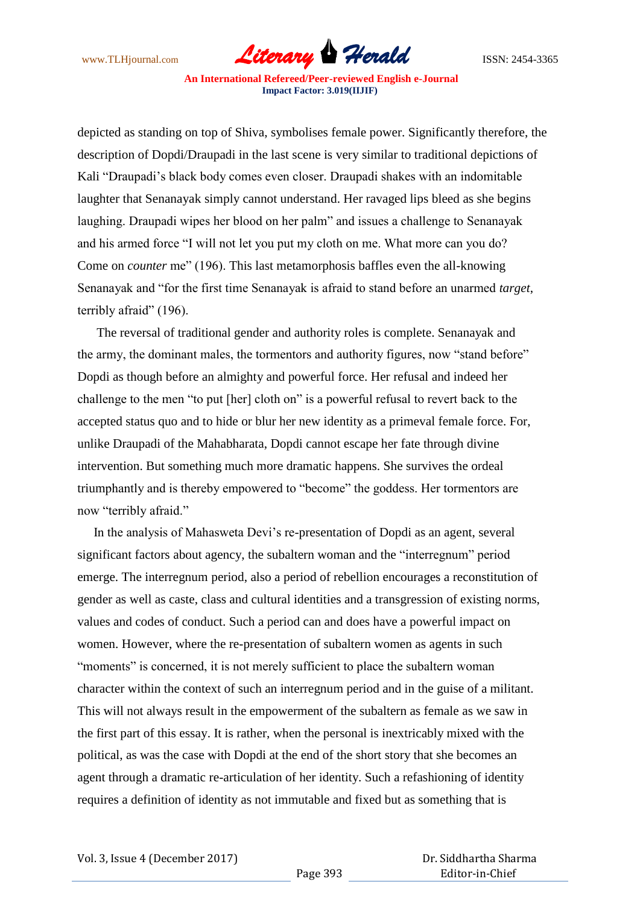depicted as standing on top of Shiva, symbolises female power. Significantly therefore, the description of Dopdi/Draupadi in the last scene is very similar to traditional depictions of Kali "Draupadi's black body comes even closer. Draupadi shakes with an indomitable laughter that Senanayak simply cannot understand. Her ravaged lips bleed as she begins laughing. Draupadi wipes her blood on her palm" and issues a challenge to Senanayak and his armed force "I will not let you put my cloth on me. What more can you do? Come on *counter* me" (196). This last metamorphosis baffles even the all-knowing Senanayak and "for the first time Senanayak is afraid to stand before an unarmed *target*, terribly afraid" (196).

The reversal of traditional gender and authority roles is complete. Senanayak and the army, the dominant males, the tormentors and authority figures, now "stand before" Dopdi as though before an almighty and powerful force. Her refusal and indeed her challenge to the men "to put [her] cloth on" is a powerful refusal to revert back to the accepted status quo and to hide or blur her new identity as a primeval female force. For, unlike Draupadi of the Mahabharata, Dopdi cannot escape her fate through divine intervention. But something much more dramatic happens. She survives the ordeal triumphantly and is thereby empowered to "become" the goddess. Her tormentors are now "terribly afraid."

In the analysis of Mahasweta Devi's re-presentation of Dopdi as an agent, several significant factors about agency, the subaltern woman and the "interregnum" period emerge. The interregnum period, also a period of rebellion encourages a reconstitution of gender as well as caste, class and cultural identities and a transgression of existing norms, values and codes of conduct. Such a period can and does have a powerful impact on women. However, where the re-presentation of subaltern women as agents in such "moments" is concerned, it is not merely sufficient to place the subaltern woman character within the context of such an interregnum period and in the guise of a militant. This will not always result in the empowerment of the subaltern as female as we saw in the first part of this essay. It is rather, when the personal is inextricably mixed with the political, as was the case with Dopdi at the end of the short story that she becomes an agent through a dramatic re-articulation of her identity. Such a refashioning of identity requires a definition of identity as not immutable and fixed but as something that is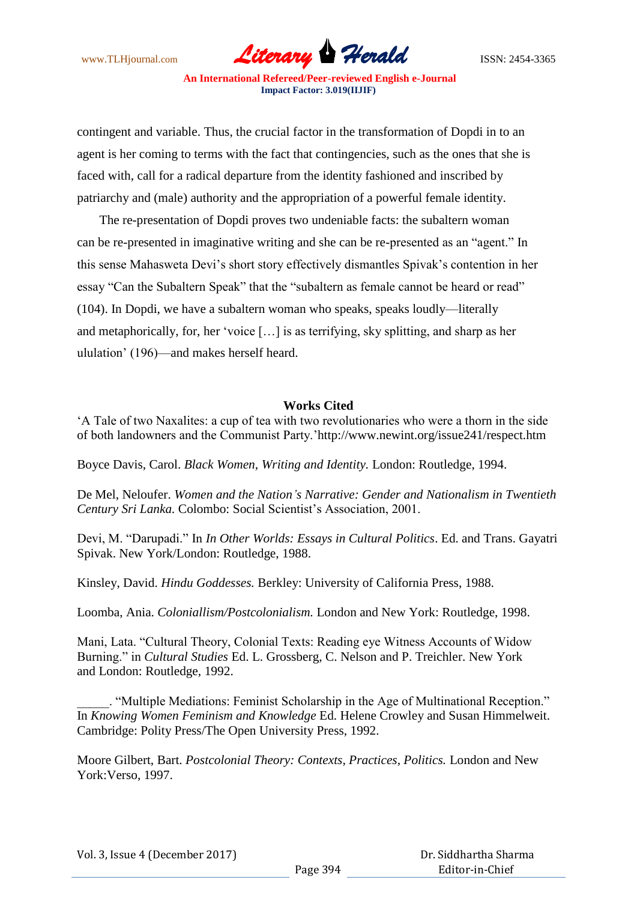contingent and variable. Thus, the crucial factor in the transformation of Dopdi in to an agent is her coming to terms with the fact that contingencies, such as the ones that she is faced with, call for a radical departure from the identity fashioned and inscribed by patriarchy and (male) authority and the appropriation of a powerful female identity.

The re-presentation of Dopdi proves two undeniable facts: the subaltern woman can be re-presented in imaginative writing and she can be re-presented as an "agent." In this sense Mahasweta Devi's short story effectively dismantles Spivak's contention in her essay "Can the Subaltern Speak" that the "subaltern as female cannot be heard or read" (104). In Dopdi, we have a subaltern woman who speaks, speaks loudly—literally and metaphorically, for, her 'voice […] is as terrifying, sky splitting, and sharp as her ululation' (196)—and makes herself heard.

**Works Cited**

'A Tale of two Naxalites: a cup of tea with two revolutionaries who were a thorn in the side of both landowners and the Communist Party.'http://www.newint.org/issue241/respect.htm

Boyce Davis, Carol. *Black Women, Writing and Identity.* London: Routledge, 1994.

De Mel, Neloufer. *Women and the Nation's Narrative: Gender and Nationalism in Twentieth Century Sri Lanka.* Colombo: Social Scientist's Association, 2001.

Devi, M. "Darupadi." In *In Other Worlds: Essays in Cultural Politics*. Ed. and Trans. Gayatri Spivak. New York/London: Routledge, 1988.

Kinsley, David. *Hindu Goddesses.* Berkley: University of California Press, 1988.

Loomba, Ania. *Coloniallism/Postcolonialism.* London and New York: Routledge, 1998.

Mani, Lata. "Cultural Theory, Colonial Texts: Reading eye Witness Accounts of Widow Burning." in *Cultural Studies* Ed. L. Grossberg, C. Nelson and P. Treichler. New York and London: Routledge, 1992.

_____. "Multiple Mediations: Feminist Scholarship in the Age of Multinational Reception." In *Knowing Women Feminism and Knowledge* Ed. Helene Crowley and Susan Himmelweit. Cambridge: Polity Press/The Open University Press, 1992.

Moore Gilbert, Bart. *Postcolonial Theory: Contexts, Practices, Politics.* London and New York:Verso, 1997.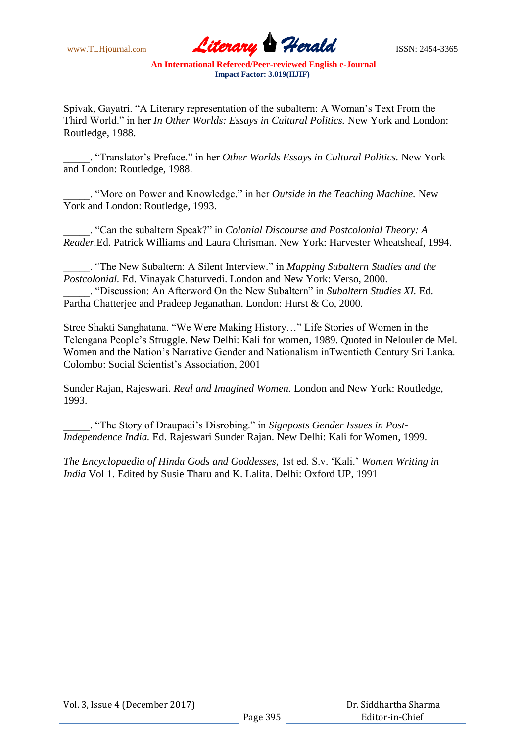Spivak, Gayatri. "A Literary representation of the subaltern: A Woman's Text From the Third World." in her *In Other Worlds: Essays in Cultural Politics.* New York and London: Routledge, 1988.

_____. "Translator's Preface." in her *Other Worlds Essays in Cultural Politics.* New York and London: Routledge, 1988.

_____. "More on Power and Knowledge." in her *Outside in the Teaching Machine.* New York and London: Routledge, 1993.

_____. "Can the subaltern Speak?" in *Colonial Discourse and Postcolonial Theory: A Reader.*Ed. Patrick Williams and Laura Chrisman. New York: Harvester Wheatsheaf, 1994.

_____. "The New Subaltern: A Silent Interview." in *Mapping Subaltern Studies and the Postcolonial.* Ed. Vinayak Chaturvedi. London and New York: Verso, 2000.

_____. "Discussion: An Afterword On the New Subaltern" in *Subaltern Studies XI.* Ed. Partha Chatterjee and Pradeep Jeganathan. London: Hurst & Co, 2000.

Stree Shakti Sanghatana. "We Were Making History…" Life Stories of Women in the Telengana People's Struggle. New Delhi: Kali for women, 1989. Quoted in Nelouler de Mel. Women and the Nation's Narrative Gender and Nationalism inTwentieth Century Sri Lanka. Colombo: Social Scientist's Association, 2001

Sunder Rajan, Rajeswari. *Real and Imagined Women.* London and New York: Routledge, 1993.

_____. "The Story of Draupadi's Disrobing." in *Signposts Gender Issues in Post-Independence India.* Ed. Rajeswari Sunder Rajan. New Delhi: Kali for Women, 1999.

*The Encyclopaedia of Hindu Gods and Goddesses*, 1st ed. S.v. 'Kali.' *Women Writing in India* Vol 1. Edited by Susie Tharu and K. Lalita. Delhi: Oxford UP, 1991